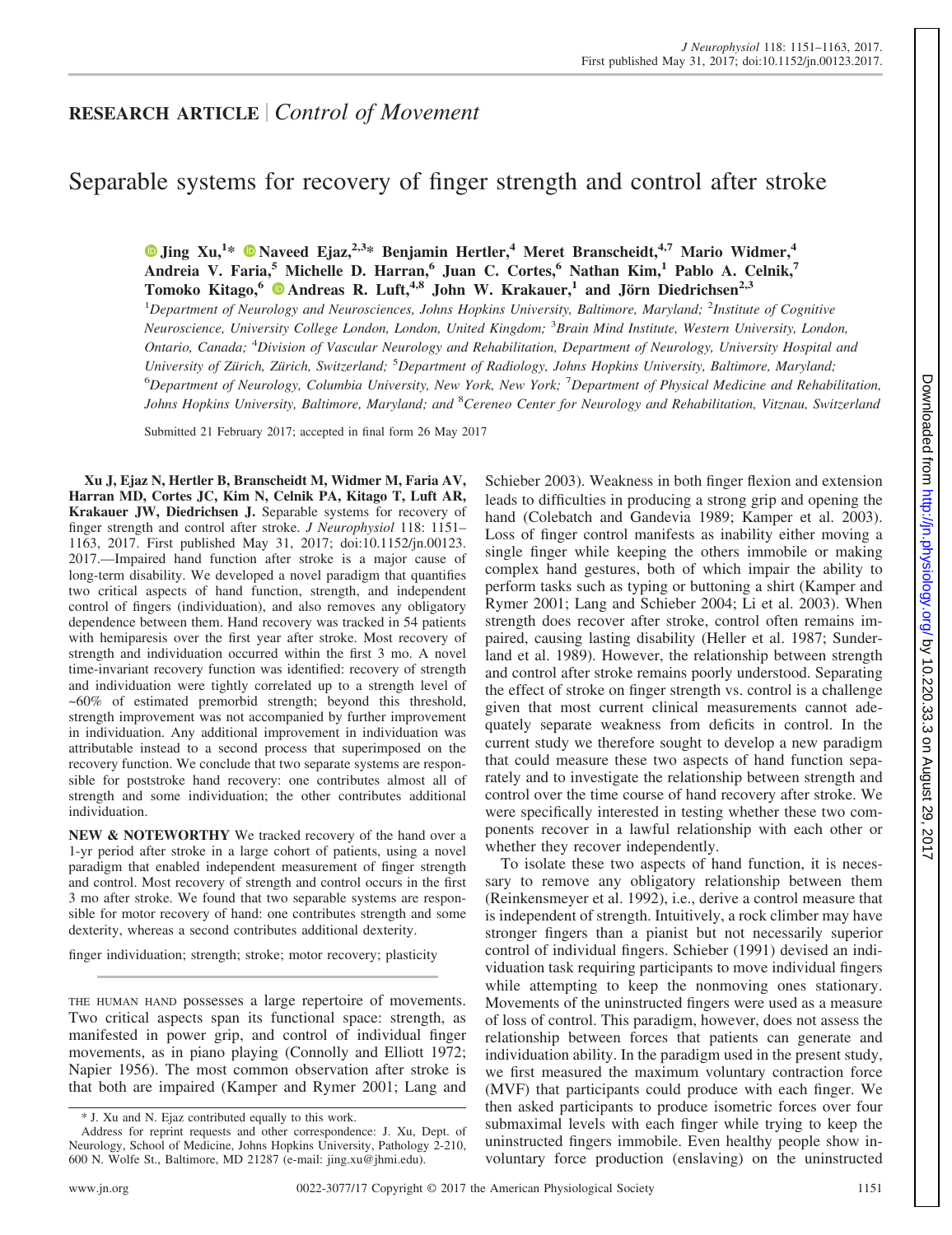## RESEARCH ARTICLE | *Control of Movement*

# Separable systems for recovery of finger strength and control after stroke

**Jing Xu,[1]* Naveed Ejaz,[2,3]* Benjamin Hertler,[4] Meret Branscheidt,[4,7] Mario Widmer,[4] Andreia V. Faria,[5] Michelle D. Harran,[6] Juan C. Cortes,[6] Nathan Kim,[1] Pablo A. Celnik,[7] Tomoko Kitago,[6] Andreas R. Luft,[4,8] John W. Krakauer,[1] and Jörn Diedrichsen[2,3]**

[1]*Department of Neurology and Neurosciences, Johns Hopkins University, Baltimore, Maryland;* [2]*Institute of Cognitive Neuroscience, University College London, London, United Kingdom;* [3]*Brain Mind Institute, Western University, London, Ontario, Canada;* [4]*Division of Vascular Neurology and Rehabilitation, Department of Neurology, University Hospital and University of Zürich, Zürich, Switzerland;* [5]*Department of Radiology, Johns Hopkins University, Baltimore, Maryland;* [6]*Department of Neurology, Columbia University, New York, New York;* [7]*Department of Physical Medicine and Rehabilitation, Johns Hopkins University, Baltimore, Maryland; and* [8]*Cereneo Center for Neurology and Rehabilitation, Vitznau, Switzerland*

Submitted 21 February 2017; accepted in final form 26 May 2017

**Xu J, Ejaz N, Hertler B, Branscheidt M, Widmer M, Faria AV, Harran MD, Cortes JC, Kim N, Celnik PA, Kitago T, Luft AR, Krakauer JW, Diedrichsen J.** Separable systems for recovery of finger strength and control after stroke. *J Neurophysiol* 118: 1151–1163, 2017. First published May 31, 2017; doi:10.1152/jn.00123.2017.—Impaired hand function after stroke is a major cause of long-term disability. We developed a novel paradigm that quantifies two critical aspects of hand function, strength, and independent control of fingers (individuation), and also removes any obligatory dependence between them. Hand recovery was tracked in 54 patients with hemiparesis over the first year after stroke. Most recovery of strength and individuation occurred within the first 3 mo. A novel time-invariant recovery function was identified: recovery of strength and individuation were tightly correlated up to a strength level of ~60% of estimated premorbid strength; beyond this threshold, strength improvement was not accompanied by further improvement in individuation. Any additional improvement in individuation was attributable instead to a second process that superimposed on the recovery function. We conclude that two separate systems are responsible for poststroke hand recovery: one contributes almost all of strength and some individuation; the other contributes additional individuation.

**NEW & NOTEWORTHY** We tracked recovery of the hand over a 1-yr period after stroke in a large cohort of patients, using a novel paradigm that enabled independent measurement of finger strength and control. Most recovery of strength and control occurs in the first 3 mo after stroke. We found that two separable systems are responsible for motor recovery of hand: one contributes strength and some dexterity, whereas a second contributes additional dexterity.

finger individuation; strength; stroke; motor recovery; plasticity

THE HUMAN HAND possesses a large repertoire of movements. Two critical aspects span its functional space: strength, as manifested in power grip, and control of individual finger movements, as in piano playing (Connolly and Elliott 1972; Napier 1956). The most common observation after stroke is that both are impaired (Kamper and Rymer 2001; Lang and Schieber 2003). Weakness in both finger flexion and extension leads to difficulties in producing a strong grip and opening the hand (Colebatch and Gandevia 1989; Kamper et al. 2003). Loss of finger control manifests as inability either moving a single finger while keeping the others immobile or making complex hand gestures, both of which impair the ability to perform tasks such as typing or buttoning a shirt (Kamper and Rymer 2001; Lang and Schieber 2004; Li et al. 2003). When strength does recover after stroke, control often remains impaired, causing lasting disability (Heller et al. 1987; Sunderland et al. 1989). However, the relationship between strength and control after stroke remains poorly understood. Separating the effect of stroke on finger strength vs. control is a challenge given that most current clinical measurements cannot adequately separate weakness from deficits in control. In the current study we therefore sought to develop a new paradigm that could measure these two aspects of hand function separately and to investigate the relationship between strength and control over the time course of hand recovery after stroke. We were specifically interested in testing whether these two components recover in a lawful relationship with each other or whether they recover independently.

To isolate these two aspects of hand function, it is necessary to remove any obligatory relationship between them (Reinkensmeyer et al. 1992), i.e., derive a control measure that is independent of strength. Intuitively, a rock climber may have stronger fingers than a pianist but not necessarily superior control of individual fingers. Schieber (1991) devised an individuation task requiring participants to move individual fingers while attempting to keep the nonmoving ones stationary. Movements of the uninstructed fingers were used as a measure of loss of control. This paradigm, however, does not assess the relationship between forces that patients can generate and individuation ability. In the paradigm used in the present study, we first measured the maximum voluntary contraction force (MVF) that participants could produce with each finger. We then asked participants to produce isometric forces over four submaximal levels with each finger while trying to keep the uninstructed fingers immobile. Even healthy people show involuntary force production (enslaving) on the uninstructed

\* J. Xu and N. Ejaz contributed equally to this work.

Address for reprint requests and other correspondence: J. Xu, Dept. of Neurology, School of Medicine, Johns Hopkins University, Pathology 2-210, 600 N. Wolfe St., Baltimore, MD 21287 (e-mail: jing.xu@jhmi.edu).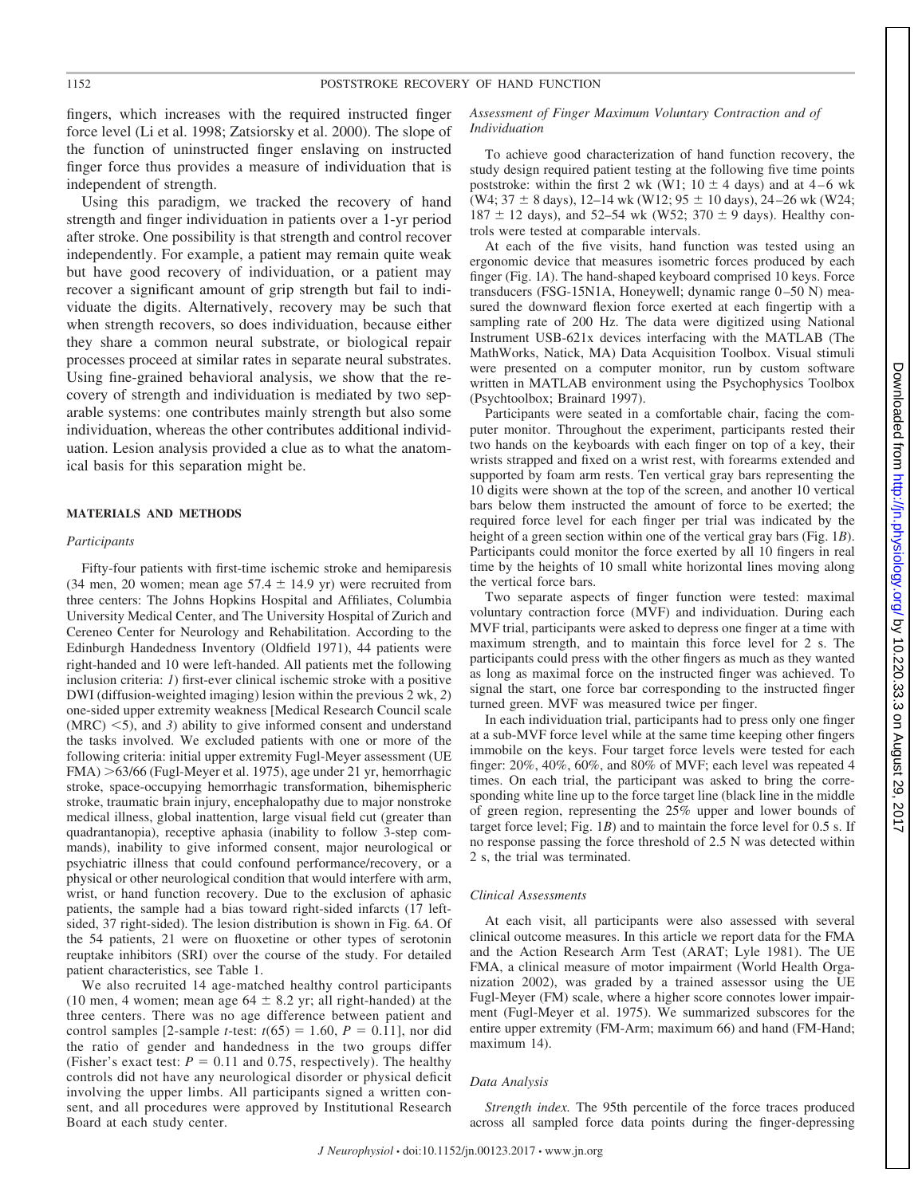fingers, which increases with the required instructed finger force level (Li et al. 1998; Zatsiorsky et al. 2000). The slope of the function of uninstructed finger enslaving on instructed finger force thus provides a measure of individuation that is independent of strength.

Using this paradigm, we tracked the recovery of hand strength and finger individuation in patients over a 1-yr period after stroke. One possibility is that strength and control recover independently. For example, a patient may remain quite weak but have good recovery of individuation, or a patient may recover a significant amount of grip strength but fail to individuate the digits. Alternatively, recovery may be such that when strength recovers, so does individuation, because either they share a common neural substrate, or biological repair processes proceed at similar rates in separate neural substrates. Using fine-grained behavioral analysis, we show that the recovery of strength and individuation is mediated by two separable systems: one contributes mainly strength but also some individuation, whereas the other contributes additional individuation. Lesion analysis provided a clue as to what the anatomical basis for this separation might be.

## MATERIALS AND METHODS

### *Participants*

Fifty-four patients with first-time ischemic stroke and hemiparesis (34 men, 20 women; mean age $57.4 \pm 14.9$ yr) were recruited from three centers: The Johns Hopkins Hospital and Affiliates, Columbia University Medical Center, and The University Hospital of Zurich and Cereneo Center for Neurology and Rehabilitation. According to the Edinburgh Handedness Inventory (Oldfield 1971), 44 patients were right-handed and 10 were left-handed. All patients met the following inclusion criteria: *1*) first-ever clinical ischemic stroke with a positive DWI (diffusion-weighted imaging) lesion within the previous 2 wk, *2*) one-sided upper extremity weakness [Medical Research Council scale (MRC) <5), and *3*) ability to give informed consent and understand the tasks involved. We excluded patients with one or more of the following criteria: initial upper extremity Fugl-Meyer assessment (UE FMA) >63/66 (Fugl-Meyer et al. 1975), age under 21 yr, hemorrhagic stroke, space-occupying hemorrhagic transformation, bihemispheric stroke, traumatic brain injury, encephalopathy due to major nonstroke medical illness, global inattention, large visual field cut (greater than quadrantanopia), receptive aphasia (inability to follow 3-step commands), inability to give informed consent, major neurological or psychiatric illness that could confound performance/recovery, or a physical or other neurological condition that would interfere with arm, wrist, or hand function recovery. Due to the exclusion of aphasic patients, the sample had a bias toward right-sided infarcts (17 left-sided, 37 right-sided). The lesion distribution is shown in Fig. 6*A*. Of the 54 patients, 21 were on fluoxetine or other types of serotonin reuptake inhibitors (SRI) over the course of the study. For detailed patient characteristics, see Table 1.

We also recruited 14 age-matched healthy control participants (10 men, 4 women; mean age $64 \pm 8.2$ yr; all right-handed) at the three centers. There was no age difference between patient and control samples [2-sample *t*-test: $t(65) = 1.60$, $P = 0.11$], nor did the ratio of gender and handedness in the two groups differ (Fisher's exact test: $P = 0.11$ and 0.75, respectively). The healthy controls did not have any neurological disorder or physical deficit involving the upper limbs. All participants signed a written consent, and all procedures were approved by Institutional Research Board at each study center.

### *Assessment of Finger Maximum Voluntary Contraction and of Individuation*

To achieve good characterization of hand function recovery, the study design required patient testing at the following five time points poststroke: within the first 2 wk (W1; $10 \pm 4$ days) and at 4–6 wk (W4; $37 \pm 8$ days), 12–14 wk (W12; $95 \pm 10$ days), 24–26 wk (W24; $187 \pm 12$ days), and 52–54 wk (W52; $370 \pm 9$ days). Healthy controls were tested at comparable intervals.

At each of the five visits, hand function was tested using an ergonomic device that measures isometric forces produced by each finger (Fig. 1*A*). The hand-shaped keyboard comprised 10 keys. Force transducers (FSG-15N1A, Honeywell; dynamic range 0–50 N) measured the downward flexion force exerted at each fingertip with a sampling rate of 200 Hz. The data were digitized using National Instrument USB-621x devices interfacing with the MATLAB (The MathWorks, Natick, MA) Data Acquisition Toolbox. Visual stimuli were presented on a computer monitor, run by custom software written in MATLAB environment using the Psychophysics Toolbox (Psychtoolbox; Brainard 1997).

Participants were seated in a comfortable chair, facing the computer monitor. Throughout the experiment, participants rested their two hands on the keyboards with each finger on top of a key, their wrists strapped and fixed on a wrist rest, with forearms extended and supported by foam arm rests. Ten vertical gray bars representing the 10 digits were shown at the top of the screen, and another 10 vertical bars below them instructed the amount of force to be exerted; the required force level for each finger per trial was indicated by the height of a green section within one of the vertical gray bars (Fig. 1*B*). Participants could monitor the force exerted by all 10 fingers in real time by the heights of 10 small white horizontal lines moving along the vertical force bars.

Two separate aspects of finger function were tested: maximal voluntary contraction force (MVF) and individuation. During each MVF trial, participants were asked to depress one finger at a time with maximum strength, and to maintain this force level for 2 s. The participants could press with the other fingers as much as they wanted as long as maximal force on the instructed finger was achieved. To signal the start, one force bar corresponding to the instructed finger turned green. MVF was measured twice per finger.

In each individuation trial, participants had to press only one finger at a sub-MVF force level while at the same time keeping other fingers immobile on the keys. Four target force levels were tested for each finger: 20%, 40%, 60%, and 80% of MVF; each level was repeated 4 times. On each trial, the participant was asked to bring the corresponding white line up to the force target line (black line in the middle of green region, representing the 25% upper and lower bounds of target force level; Fig. 1*B*) and to maintain the force level for 0.5 s. If no response passing the force threshold of 2.5 N was detected within 2 s, the trial was terminated.

### *Clinical Assessments*

At each visit, all participants were also assessed with several clinical outcome measures. In this article we report data for the FMA and the Action Research Arm Test (ARAT; Lyle 1981). The UE FMA, a clinical measure of motor impairment (World Health Organization 2002), was graded by a trained assessor using the UE Fugl-Meyer (FM) scale, where a higher score connotes lower impairment (Fugl-Meyer et al. 1975). We summarized subscores for the entire upper extremity (FM-Arm; maximum 66) and hand (FM-Hand; maximum 14).

### *Data Analysis*

*Strength index.* The 95th percentile of the force traces produced across all sampled force data points during the finger-depressing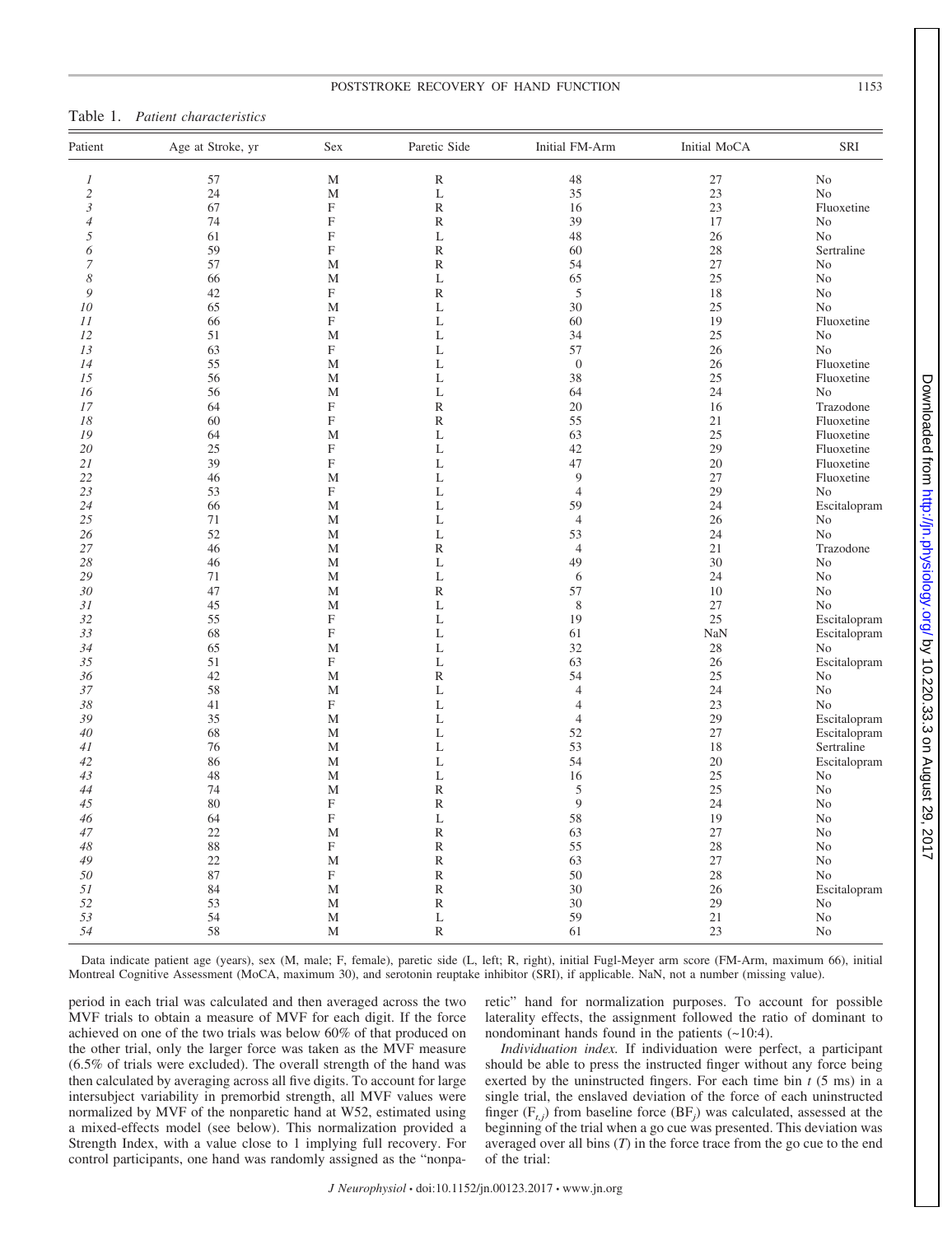Table 1. *Patient characteristics*

| Patient | Age at Stroke, yr | Sex | Paretic Side | Initial FM-Arm | Initial MoCA | SRI |
|---|---|---|---|---|---|---|
| *1* | 57 | M | R | 48 | 27 | No |
| *2* | 24 | M | L | 35 | 23 | No |
| *3* | 67 | F | R | 16 | 23 | Fluoxetine |
| *4* | 74 | F | R | 39 | 17 | No |
| *5* | 61 | F | L | 48 | 26 | No |
| *6* | 59 | F | R | 60 | 28 | Sertraline |
| *7* | 57 | M | R | 54 | 27 | No |
| *8* | 66 | M | L | 65 | 25 | No |
| *9* | 42 | F | R | 5 | 18 | No |
| *10* | 65 | M | L | 30 | 25 | No |
| *11* | 66 | F | L | 60 | 19 | Fluoxetine |
| *12* | 51 | M | L | 34 | 25 | No |
| *13* | 63 | F | L | 57 | 26 | No |
| *14* | 55 | M | L | 0 | 26 | Fluoxetine |
| *15* | 56 | M | L | 38 | 25 | Fluoxetine |
| *16* | 56 | M | L | 64 | 24 | No |
| *17* | 64 | F | R | 20 | 16 | Trazodone |
| *18* | 60 | F | R | 55 | 21 | Fluoxetine |
| *19* | 64 | M | L | 63 | 25 | Fluoxetine |
| *20* | 25 | F | L | 42 | 29 | Fluoxetine |
| *21* | 39 | F | L | 47 | 20 | Fluoxetine |
| *22* | 46 | M | L | 9 | 27 | Fluoxetine |
| *23* | 53 | F | L | 4 | 29 | No |
| *24* | 66 | M | L | 59 | 24 | Escitalopram |
| *25* | 71 | M | L | 4 | 26 | No |
| *26* | 52 | M | L | 53 | 24 | No |
| *27* | 46 | M | R | 4 | 21 | Trazodone |
| *28* | 46 | M | L | 49 | 30 | No |
| *29* | 71 | M | L | 6 | 24 | No |
| *30* | 47 | M | R | 57 | 10 | No |
| *31* | 45 | M | L | 8 | 27 | No |
| *32* | 55 | F | L | 19 | 25 | Escitalopram |
| *33* | 68 | F | L | 61 | NaN | Escitalopram |
| *34* | 65 | M | L | 32 | 28 | No |
| *35* | 51 | F | L | 63 | 26 | Escitalopram |
| *36* | 42 | M | R | 54 | 25 | No |
| *37* | 58 | M | L | 4 | 24 | No |
| *38* | 41 | F | L | 4 | 23 | No |
| *39* | 35 | M | L | 4 | 29 | Escitalopram |
| *40* | 68 | M | L | 52 | 27 | Escitalopram |
| *41* | 76 | M | L | 53 | 18 | Sertraline |
| *42* | 86 | M | L | 54 | 20 | Escitalopram |
| *43* | 48 | M | L | 16 | 25 | No |
| *44* | 74 | M | R | 5 | 25 | No |
| *45* | 80 | F | R | 9 | 24 | No |
| *46* | 64 | F | L | 58 | 19 | No |
| *47* | 22 | M | R | 63 | 27 | No |
| *48* | 88 | F | R | 55 | 28 | No |
| *49* | 22 | M | R | 63 | 27 | No |
| *50* | 87 | F | R | 50 | 28 | No |
| *51* | 84 | M | R | 30 | 26 | Escitalopram |
| *52* | 53 | M | R | 30 | 29 | No |
| *53* | 54 | M | L | 59 | 21 | No |
| *54* | 58 | M | R | 61 | 23 | No |

Data indicate patient age (years), sex (M, male; F, female), paretic side (L, left; R, right), initial Fugl-Meyer arm score (FM-Arm, maximum 66), initial Montreal Cognitive Assessment (MoCA, maximum 30), and serotonin reuptake inhibitor (SRI), if applicable. NaN, not a number (missing value).

period in each trial was calculated and then averaged across the two MVF trials to obtain a measure of MVF for each digit. If the force achieved on one of the two trials was below 60% of that produced on the other trial, only the larger force was taken as the MVF measure (6.5% of trials were excluded). The overall strength of the hand was then calculated by averaging across all five digits. To account for large intersubject variability in premorbid strength, all MVF values were normalized by MVF of the nonparetic hand at W52, estimated using a mixed-effects model (see below). This normalization provided a Strength Index, with a value close to 1 implying full recovery. For control participants, one hand was randomly assigned as the "nonparetic" hand for normalization purposes. To account for possible laterality effects, the assignment followed the ratio of dominant to nondominant hands found in the patients (~10:4).

*Individuation index.* If individuation were perfect, a participant should be able to press the instructed finger without any force being exerted by the uninstructed fingers. For each time bin $t$ (5 ms) in a single trial, the enslaved deviation of the force of each uninstructed finger ($F_{t,j}$) from baseline force ($BF_j$) was calculated, assessed at the beginning of the trial when a go cue was presented. This deviation was averaged over all bins ($T$) in the force trace from the go cue to the end of the trial: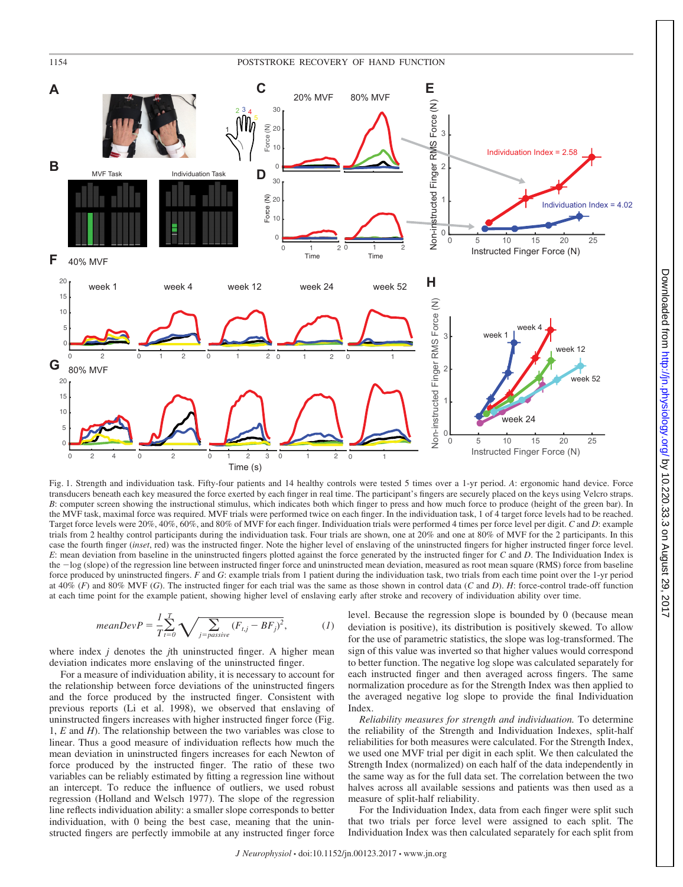Fig. 1. Strength and individuation task. Fifty-four patients and 14 healthy controls were tested 5 times over a 1-yr period. *A*: ergonomic hand device. Force transducers beneath each key measured the force exerted by each finger in real time. The participant's fingers are securely placed on the keys using Velcro straps. *B*: computer screen showing the instructional stimulus, which indicates both which finger to press and how much force to produce (height of the green bar). In the MVF task, maximal force was required. MVF trials were performed twice on each finger. In the individuation task, 1 of 4 target force levels had to be reached. Target force levels were 20%, 40%, 60%, and 80% of MVF for each finger. Individuation trials were performed 4 times per force level per digit. *C* and *D*: example trials from 2 healthy control participants during the individuation task. Four trials are shown, one at 20% and one at 80% of MVF for the 2 participants. In this case the fourth finger (*inset*, red) was the instructed finger. Note the higher level of enslaving of the uninstructed fingers for higher instructed finger force level. *E*: mean deviation from baseline in the uninstructed fingers plotted against the force generated by the instructed finger for *C* and *D*. The Individuation Index is the −log (slope) of the regression line between instructed finger force and uninstructed mean deviation, measured as root mean square (RMS) force from baseline force produced by uninstructed fingers. *F* and *G*: example trials from 1 patient during the individuation task, two trials from each time point over the 1-yr period at 40% (*F*) and 80% MVF (*G*). The instructed finger for each trial was the same as those shown in control data (*C* and *D*). *H*: force-control trade-off function at each time point for the example patient, showing higher level of enslaving early after stroke and recovery of individuation ability over time.

$$meanDevP = \frac{1}{T}\sum_{t=0}^{T}\sqrt{\sum_{j=passive}(F_{t,j} - BF_j)^2}, \tag{1}$$

where index $j$ denotes the $j$th uninstructed finger. A higher mean deviation indicates more enslaving of the uninstructed finger.

For a measure of individuation ability, it is necessary to account for the relationship between force deviations of the uninstructed fingers and the force produced by the instructed finger. Consistent with previous reports (Li et al. 1998), we observed that enslaving of uninstructed fingers increases with higher instructed finger force (Fig. 1, *E* and *H*). The relationship between the two variables was close to linear. Thus a good measure of individuation reflects how much the mean deviation in uninstructed fingers increases for each Newton of force produced by the instructed finger. The ratio of these two variables can be reliably estimated by fitting a regression line without an intercept. To reduce the influence of outliers, we used robust regression (Holland and Welsch 1977). The slope of the regression line reflects individuation ability: a smaller slope corresponds to better individuation, with 0 being the best case, meaning that the uninstructed fingers are perfectly immobile at any instructed finger force level. Because the regression slope is bounded by 0 (because mean deviation is positive), its distribution is positively skewed. To allow for the use of parametric statistics, the slope was log-transformed. The sign of this value was inverted so that higher values would correspond to better function. The negative log slope was calculated separately for each instructed finger and then averaged across fingers. The same normalization procedure as for the Strength Index was then applied to the averaged negative log slope to provide the final Individuation Index.

*Reliability measures for strength and individuation.* To determine the reliability of the Strength and Individuation Indexes, split-half reliabilities for both measures were calculated. For the Strength Index, we used one MVF trial per digit in each split. We then calculated the Strength Index (normalized) on each half of the data independently in the same way as for the full data set. The correlation between the two halves across all available sessions and patients was then used as a measure of split-half reliability.

For the Individuation Index, data from each finger were split such that two trials per force level were assigned to each split. The Individuation Index was then calculated separately for each split from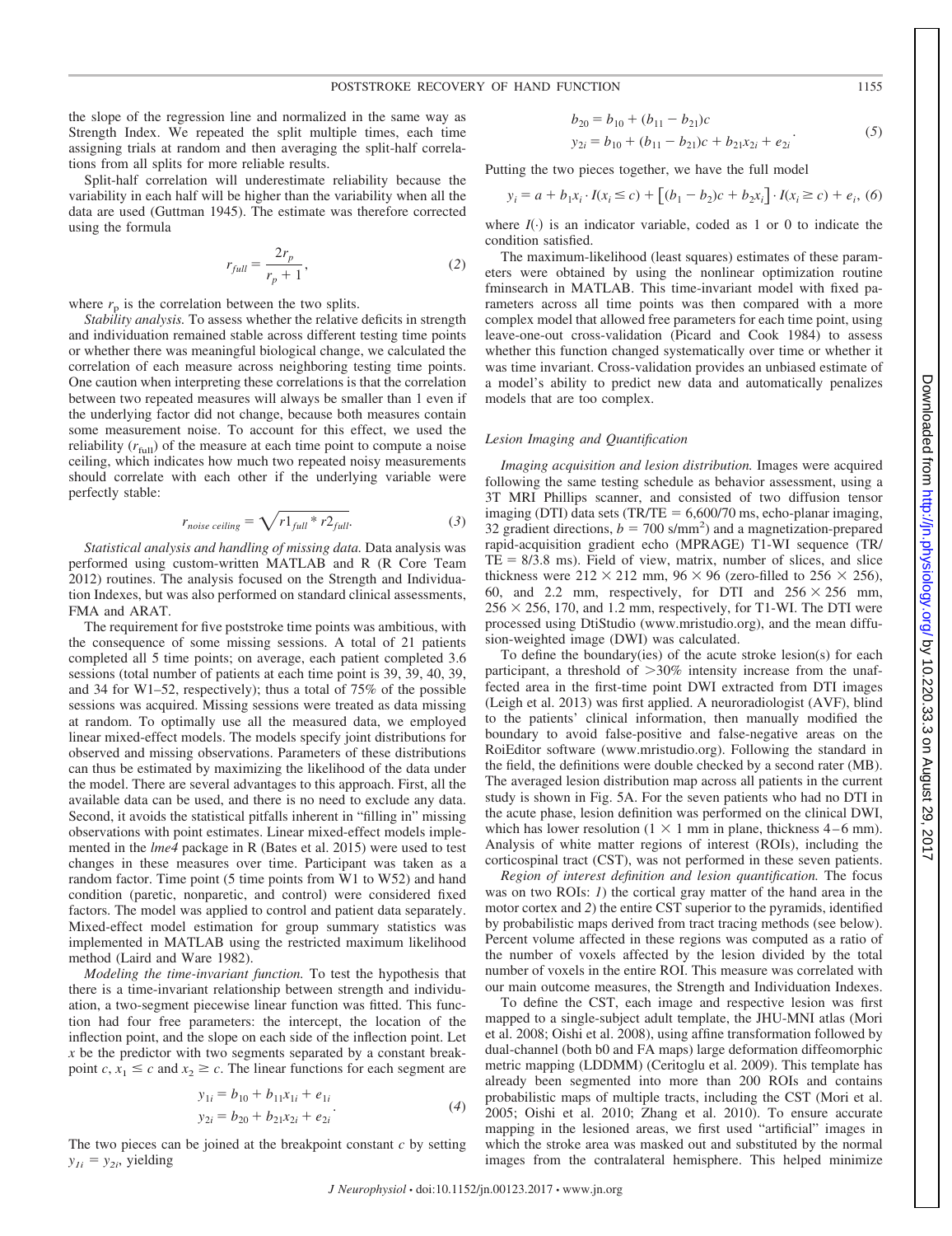the slope of the regression line and normalized in the same way as Strength Index. We repeated the split multiple times, each time assigning trials at random and then averaging the split-half correlations from all splits for more reliable results.

Split-half correlation will underestimate reliability because the variability in each half will be higher than the variability when all the data are used (Guttman 1945). The estimate was therefore corrected using the formula

$$r_{full} = \frac{2r_p}{r_p + 1}, \tag{2}$$

where $r_p$ is the correlation between the two splits.

*Stability analysis.* To assess whether the relative deficits in strength and individuation remained stable across different testing time points or whether there was meaningful biological change, we calculated the correlation of each measure across neighboring testing time points. One caution when interpreting these correlations is that the correlation between two repeated measures will always be smaller than 1 even if the underlying factor did not change, because both measures contain some measurement noise. To account for this effect, we used the reliability ($r_{full}$) of the measure at each time point to compute a noise ceiling, which indicates how much two repeated noisy measurements should correlate with each other if the underlying variable were perfectly stable:

$$r_{noise\ ceiling} = \sqrt{r1_{full} * r2_{full}}. \tag{3}$$

*Statistical analysis and handling of missing data.* Data analysis was performed using custom-written MATLAB and R (R Core Team 2012) routines. The analysis focused on the Strength and Individuation Indexes, but was also performed on standard clinical assessments, FMA and ARAT.

The requirement for five poststroke time points was ambitious, with the consequence of some missing sessions. A total of 21 patients completed all 5 time points; on average, each patient completed 3.6 sessions (total number of patients at each time point is 39, 39, 40, 39, and 34 for W1–52, respectively); thus a total of 75% of the possible sessions was acquired. Missing sessions were treated as data missing at random. To optimally use all the measured data, we employed linear mixed-effect models. The models specify joint distributions for observed and missing observations. Parameters of these distributions can thus be estimated by maximizing the likelihood of the data under the model. There are several advantages to this approach. First, all the available data can be used, and there is no need to exclude any data. Second, it avoids the statistical pitfalls inherent in "filling in" missing observations with point estimates. Linear mixed-effect models implemented in the *lme4* package in R (Bates et al. 2015) were used to test changes in these measures over time. Participant was taken as a random factor. Time point (5 time points from W1 to W52) and hand condition (paretic, nonparetic, and control) were considered fixed factors. The model was applied to control and patient data separately. Mixed-effect model estimation for group summary statistics was implemented in MATLAB using the restricted maximum likelihood method (Laird and Ware 1982).

*Modeling the time-invariant function.* To test the hypothesis that there is a time-invariant relationship between strength and individuation, a two-segment piecewise linear function was fitted. This function had four free parameters: the intercept, the location of the inflection point, and the slope on each side of the inflection point. Let $x$ be the predictor with two segments separated by a constant breakpoint $c$, $x_1 \leq c$ and $x_2 \geq c$. The linear functions for each segment are

$$\begin{aligned} y_{1i} &= b_{10} + b_{11}x_{1i} + e_{1i} \\ y_{2i} &= b_{20} + b_{21}x_{2i} + e_{2i} \end{aligned}. \tag{4}$$

The two pieces can be joined at the breakpoint constant $c$ by setting $y_{1i} = y_{2i}$, yielding

$$\begin{aligned} b_{20} &= b_{10} + (b_{11} - b_{21})c \\ y_{2i} &= b_{10} + (b_{11} - b_{21})c + b_{21}x_{2i} + e_{2i} \end{aligned}. \tag{5}$$

Putting the two pieces together, we have the full model

$$y_i = a + b_1x_i \cdot I(x_i \leq c) + \left[(b_1 - b_2)c + b_2x_i\right] \cdot I(x_i \geq c) + e_i, \tag{6}$$

where $I(\cdot)$ is an indicator variable, coded as 1 or 0 to indicate the condition satisfied.

The maximum-likelihood (least squares) estimates of these parameters were obtained by using the nonlinear optimization routine fminsearch in MATLAB. This time-invariant model with fixed parameters across all time points was then compared with a more complex model that allowed free parameters for each time point, using leave-one-out cross-validation (Picard and Cook 1984) to assess whether this function changed systematically over time or whether it was time invariant. Cross-validation provides an unbiased estimate of a model's ability to predict new data and automatically penalizes models that are too complex.

### *Lesion Imaging and Quantification*

*Imaging acquisition and lesion distribution.* Images were acquired following the same testing schedule as behavior assessment, using a 3T MRI Phillips scanner, and consisted of two diffusion tensor imaging (DTI) data sets (TR/TE = 6,600/70 ms, echo-planar imaging, 32 gradient directions, $b$ = 700 s/mm$^2$) and a magnetization-prepared rapid-acquisition gradient echo (MPRAGE) T1-WI sequence (TR/TE = 8/3.8 ms). Field of view, matrix, number of slices, and slice thickness were 212 × 212 mm, 96 × 96 (zero-filled to 256 × 256), 60, and 2.2 mm, respectively, for DTI and 256 × 256 mm, 256 × 256, 170, and 1.2 mm, respectively, for T1-WI. The DTI were processed using DtiStudio (www.mristudio.org), and the mean diffusion-weighted image (DWI) was calculated.

To define the boundary(ies) of the acute stroke lesion(s) for each participant, a threshold of >30% intensity increase from the unaffected area in the first-time point DWI extracted from DTI images (Leigh et al. 2013) was first applied. A neuroradiologist (AVF), blind to the patients' clinical information, then manually modified the boundary to avoid false-positive and false-negative areas on the RoiEditor software (www.mristudio.org). Following the standard in the field, the definitions were double checked by a second rater (MB). The averaged lesion distribution map across all patients in the current study is shown in Fig. 5A. For the seven patients who had no DTI in the acute phase, lesion definition was performed on the clinical DWI, which has lower resolution (1 × 1 mm in plane, thickness 4–6 mm). Analysis of white matter regions of interest (ROIs), including the corticospinal tract (CST), was not performed in these seven patients.

*Region of interest definition and lesion quantification.* The focus was on two ROIs: *1*) the cortical gray matter of the hand area in the motor cortex and *2*) the entire CST superior to the pyramids, identified by probabilistic maps derived from tract tracing methods (see below). Percent volume affected in these regions was computed as a ratio of the number of voxels affected by the lesion divided by the total number of voxels in the entire ROI. This measure was correlated with our main outcome measures, the Strength and Individuation Indexes.

To define the CST, each image and respective lesion was first mapped to a single-subject adult template, the JHU-MNI atlas (Mori et al. 2008; Oishi et al. 2008), using affine transformation followed by dual-channel (both b0 and FA maps) large deformation diffeomorphic metric mapping (LDDMM) (Ceritoglu et al. 2009). This template has already been segmented into more than 200 ROIs and contains probabilistic maps of multiple tracts, including the CST (Mori et al. 2005; Oishi et al. 2010; Zhang et al. 2010). To ensure accurate mapping in the lesioned areas, we first used "artificial" images in which the stroke area was masked out and substituted by the normal images from the contralateral hemisphere. This helped minimize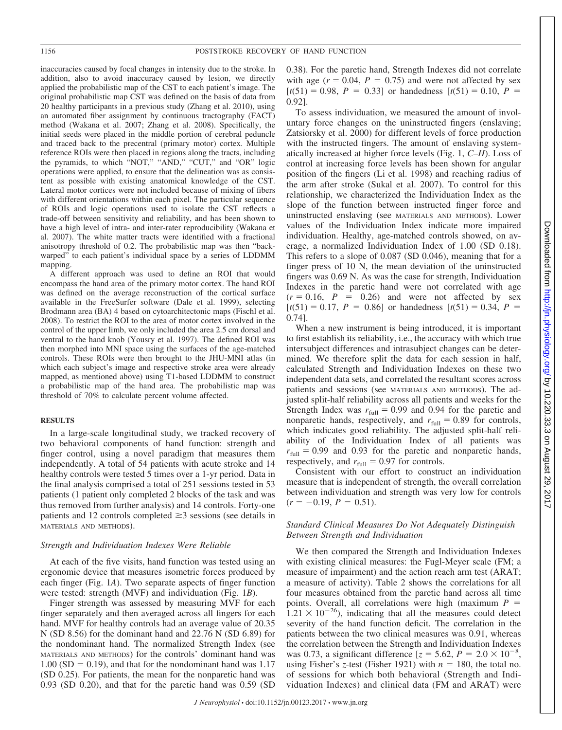inaccuracies caused by focal changes in intensity due to the stroke. In addition, also to avoid inaccuracy caused by lesion, we directly applied the probabilistic map of the CST to each patient's image. The original probabilistic map CST was defined on the basis of data from 20 healthy participants in a previous study (Zhang et al. 2010), using an automated fiber assignment by continuous tractography (FACT) method (Wakana et al. 2007; Zhang et al. 2008). Specifically, the initial seeds were placed in the middle portion of cerebral peduncle and traced back to the precentral (primary motor) cortex. Multiple reference ROIs were then placed in regions along the tracts, including the pyramids, to which "NOT," "AND," "CUT," and "OR" logic operations were applied, to ensure that the delineation was as consistent as possible with existing anatomical knowledge of the CST. Lateral motor cortices were not included because of mixing of fibers with different orientations within each pixel. The particular sequence of ROIs and logic operations used to isolate the CST reflects a trade-off between sensitivity and reliability, and has been shown to have a high level of intra- and inter-rater reproducibility (Wakana et al. 2007). The white matter tracts were identified with a fractional anisotropy threshold of 0.2. The probabilistic map was then "backwarped" to each patient's individual space by a series of LDDMM mapping.

A different approach was used to define an ROI that would encompass the hand area of the primary motor cortex. The hand ROI was defined on the average reconstruction of the cortical surface available in the FreeSurfer software (Dale et al. 1999), selecting Brodmann area (BA) 4 based on cytoarchitectonic maps (Fischl et al. 2008). To restrict the ROI to the area of motor cortex involved in the control of the upper limb, we only included the area 2.5 cm dorsal and ventral to the hand knob (Yousry et al. 1997). The defined ROI was then morphed into MNI space using the surfaces of the age-matched controls. These ROIs were then brought to the JHU-MNI atlas (in which each subject's image and respective stroke area were already mapped, as mentioned above) using T1-based LDDMM to construct a probabilistic map of the hand area. The probabilistic map was threshold of 70% to calculate percent volume affected.

## RESULTS

In a large-scale longitudinal study, we tracked recovery of two behavioral components of hand function: strength and finger control, using a novel paradigm that measures them independently. A total of 54 patients with acute stroke and 14 healthy controls were tested 5 times over a 1-yr period. Data in the final analysis comprised a total of 251 sessions tested in 53 patients (1 patient only completed 2 blocks of the task and was thus removed from further analysis) and 14 controls. Forty-one patients and 12 controls completed ≥3 sessions (see details in MATERIALS AND METHODS).

### *Strength and Individuation Indexes Were Reliable*

At each of the five visits, hand function was tested using an ergonomic device that measures isometric forces produced by each finger (Fig. 1*A*). Two separate aspects of finger function were tested: strength (MVF) and individuation (Fig. 1*B*).

Finger strength was assessed by measuring MVF for each finger separately and then averaged across all fingers for each hand. MVF for healthy controls had an average value of 20.35 N (SD 8.56) for the dominant hand and 22.76 N (SD 6.89) for the nondominant hand. The normalized Strength Index (see MATERIALS AND METHODS) for the controls' dominant hand was 1.00 (SD = 0.19), and that for the nondominant hand was 1.17 (SD 0.25). For patients, the mean for the nonparetic hand was 0.93 (SD 0.20), and that for the paretic hand was 0.59 (SD 0.38). For the paretic hand, Strength Indexes did not correlate with age ($r = 0.04$, $P = 0.75$) and were not affected by sex [$t(51) = 0.98$, $P = 0.33$] or handedness [$t(51) = 0.10$, $P = 0.92$].

To assess individuation, we measured the amount of involuntary force changes on the uninstructed fingers (enslaving; Zatsiorsky et al. 2000) for different levels of force production with the instructed fingers. The amount of enslaving systematically increased at higher force levels (Fig. 1, *C–H*). Loss of control at increasing force levels has been shown for angular position of the fingers (Li et al. 1998) and reaching radius of the arm after stroke (Sukal et al. 2007). To control for this relationship, we characterized the Individuation Index as the slope of the function between instructed finger force and uninstructed enslaving (see MATERIALS AND METHODS). Lower values of the Individuation Index indicate more impaired individuation. Healthy, age-matched controls showed, on average, a normalized Individuation Index of 1.00 (SD 0.18). This refers to a slope of 0.087 (SD 0.046), meaning that for a finger press of 10 N, the mean deviation of the uninstructed fingers was 0.69 N. As was the case for strength, Individuation Indexes in the paretic hand were not correlated with age ($r = 0.16$, $P = 0.26$) and were not affected by sex [$t(51) = 0.17$, $P = 0.86$] or handedness [$t(51) = 0.34$, $P = 0.74$].

When a new instrument is being introduced, it is important to first establish its reliability, i.e., the accuracy with which true intersubject differences and intrasubject changes can be determined. We therefore split the data for each session in half, calculated Strength and Individuation Indexes on these two independent data sets, and correlated the resultant scores across patients and sessions (see MATERIALS AND METHODS). The adjusted split-half reliability across all patients and weeks for the Strength Index was $r_{full} = 0.99$ and 0.94 for the paretic and nonparetic hands, respectively, and $r_{full} = 0.89$ for controls, which indicates good reliability. The adjusted split-half reliability of the Individuation Index of all patients was $r_{full} = 0.99$ and 0.93 for the paretic and nonparetic hands, respectively, and $r_{full} = 0.97$ for controls.

Consistent with our effort to construct an individuation measure that is independent of strength, the overall correlation between individuation and strength was very low for controls ($r = -0.19$, $P = 0.51$).

### *Standard Clinical Measures Do Not Adequately Distinguish Between Strength and Individuation*

We then compared the Strength and Individuation Indexes with existing clinical measures: the Fugl-Meyer scale (FM; a measure of impairment) and the action reach arm test (ARAT; a measure of activity). Table 2 shows the correlations for all four measures obtained from the paretic hand across all time points. Overall, all correlations were high (maximum $P = 1.21 \times 10^{-26}$), indicating that all the measures could detect severity of the hand function deficit. The correlation in the patients between the two clinical measures was 0.91, whereas the correlation between the Strength and Individuation Indexes was 0.73, a significant difference [$z = 5.62$, $P = 2.0 \times 10^{-8}$, using Fisher's *z*-test (Fisher 1921) with $n = 180$, the total no. of sessions for which both behavioral (Strength and Individuation Indexes) and clinical data (FM and ARAT) were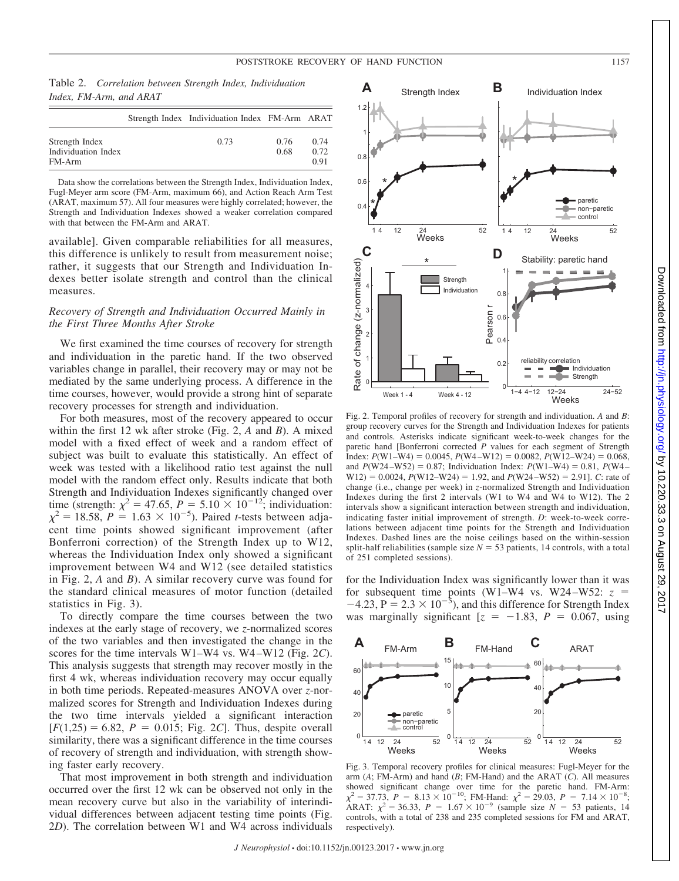Table 2. *Correlation between Strength Index, Individuation Index, FM-Arm, and ARAT*

| | Strength Index | Individuation Index | FM-Arm | ARAT |
|---|---|---|---|---|
| Strength Index | | 0.73 | 0.76 | 0.74 |
| Individuation Index | | | 0.68 | 0.72 |
| FM-Arm | | | | 0.91 |

Data show the correlations between the Strength Index, Individuation Index, Fugl-Meyer arm score (FM-Arm, maximum 66), and Action Reach Arm Test (ARAT, maximum 57). All four measures were highly correlated; however, the Strength and Individuation Indexes showed a weaker correlation compared with that between the FM-Arm and ARAT.

available]. Given comparable reliabilities for all measures, this difference is unlikely to result from measurement noise; rather, it suggests that our Strength and Individuation Indexes better isolate strength and control than the clinical measures.

### *Recovery of Strength and Individuation Occurred Mainly in the First Three Months After Stroke*

We first examined the time courses of recovery for strength and individuation in the paretic hand. If the two observed variables change in parallel, their recovery may or may not be mediated by the same underlying process. A difference in the time courses, however, would provide a strong hint of separate recovery processes for strength and individuation.

For both measures, most of the recovery appeared to occur within the first 12 wk after stroke (Fig. 2, *A* and *B*). A mixed model with a fixed effect of week and a random effect of subject was built to evaluate this statistically. An effect of week was tested with a likelihood ratio test against the null model with the random effect only. Results indicate that both Strength and Individuation Indexes significantly changed over time (strength: $\chi^2 = 47.65$, $P = 5.10 \times 10^{-12}$; individuation: $\chi^2 = 18.58$, $P = 1.63 \times 10^{-5}$). Paired *t*-tests between adjacent time points showed significant improvement (after Bonferroni correction) of the Strength Index up to W12, whereas the Individuation Index only showed a significant improvement between W4 and W12 (see detailed statistics in Fig. 2, *A* and *B*). A similar recovery curve was found for the standard clinical measures of motor function (detailed statistics in Fig. 3).

To directly compare the time courses between the two indexes at the early stage of recovery, we *z*-normalized scores of the two variables and then investigated the change in the scores for the time intervals W1–W4 vs. W4–W12 (Fig. 2*C*). This analysis suggests that strength may recover mostly in the first 4 wk, whereas individuation recovery may occur equally in both time periods. Repeated-measures ANOVA over *z*-normalized scores for Strength and Individuation Indexes during the two time intervals yielded a significant interaction [$F(1,25) = 6.82$, $P = 0.015$; Fig. 2*C*]. Thus, despite overall similarity, there was a significant difference in the time courses of recovery of strength and individuation, with strength showing faster early recovery.

That most improvement in both strength and individuation occurred over the first 12 wk can be observed not only in the mean recovery curve but also in the variability of interindividual differences between adjacent testing time points (Fig. 2*D*). The correlation between W1 and W4 across individuals for the Individuation Index was significantly lower than it was for subsequent time points (W1–W4 vs. W24–W52: $z = -4.23$, $P = 2.3 \times 10^{-5}$), and this difference for Strength Index was marginally significant [$z = -1.83$, $P = 0.067$, using

Fig. 2. Temporal profiles of recovery for strength and individuation. *A* and *B*: group recovery curves for the Strength and Individuation Indexes for patients and controls. Asterisks indicate significant week-to-week changes for the paretic hand [Bonferroni corrected *P* values for each segment of Strength Index: $P(\text{W1–W4}) = 0.0045$, $P(\text{W4–W12}) = 0.0082$, $P(\text{W12–W24}) = 0.068$, and $P(\text{W24–W52}) = 0.87$; Individuation Index: $P(\text{W1–W4}) = 0.81$, $P(\text{W4–W12}) = 0.0024$, $P(\text{W12–W24}) = 1.92$, and $P(\text{W24–W52}) = 2.91$]. *C*: rate of change (i.e., change per week) in *z*-normalized Strength and Individuation Indexes during the first 2 intervals (W1 to W4 and W4 to W12). The 2 intervals show a significant interaction between strength and individuation, indicating faster initial improvement of strength. *D*: week-to-week correlations between adjacent time points for the Strength and Individuation Indexes. Dashed lines are the noise ceilings based on the within-session split-half reliabilities (sample size $N = 53$ patients, 14 controls, with a total of 251 completed sessions).

Fig. 3. Temporal recovery profiles for clinical measures: Fugl-Meyer for the arm (*A*; FM-Arm) and hand (*B*; FM-Hand) and the ARAT (*C*). All measures showed significant change over time for the paretic hand. FM-Arm: $\chi^2 = 37.73$, $P = 8.13 \times 10^{-10}$; FM-Hand: $\chi^2 = 29.03$, $P = 7.14 \times 10^{-8}$; ARAT: $\chi^2 = 36.33$, $P = 1.67 \times 10^{-9}$ (sample size $N = 53$ patients, 14 controls, with a total of 238 and 235 completed sessions for FM and ARAT, respectively).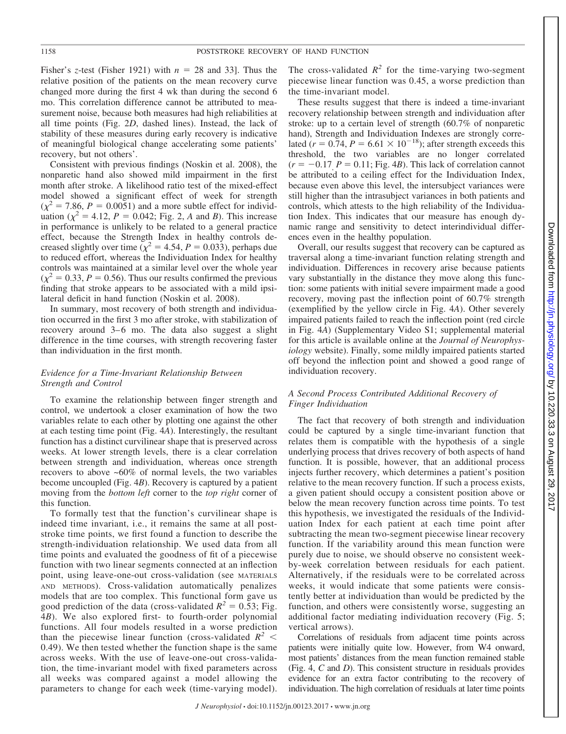Fisher's $z$-test (Fisher 1921) with $n = 28$ and 33]. Thus the relative position of the patients on the mean recovery curve changed more during the first 4 wk than during the second 6 mo. This correlation difference cannot be attributed to measurement noise, because both measures had high reliabilities at all time points (Fig. 2*D*, dashed lines). Instead, the lack of stability of these measures during early recovery is indicative of meaningful biological change accelerating some patients' recovery, but not others'.

Consistent with previous findings (Noskin et al. 2008), the nonparetic hand also showed mild impairment in the first month after stroke. A likelihood ratio test of the mixed-effect model showed a significant effect of week for strength ($\chi^2 = 7.86$, $P = 0.0051$) and a more subtle effect for individuation ($\chi^2 = 4.12$, $P = 0.042$; Fig. 2, *A* and *B*). This increase in performance is unlikely to be related to a general practice effect, because the Strength Index in healthy controls decreased slightly over time ($\chi^2 = 4.54$, $P = 0.033$), perhaps due to reduced effort, whereas the Individuation Index for healthy controls was maintained at a similar level over the whole year ($\chi^2 = 0.33$, $P = 0.56$). Thus our results confirmed the previous finding that stroke appears to be associated with a mild ipsilateral deficit in hand function (Noskin et al. 2008).

In summary, most recovery of both strength and individuation occurred in the first 3 mo after stroke, with stabilization of recovery around 3–6 mo. The data also suggest a slight difference in the time courses, with strength recovering faster than individuation in the first month.

### *Evidence for a Time-Invariant Relationship Between Strength and Control*

To examine the relationship between finger strength and control, we undertook a closer examination of how the two variables relate to each other by plotting one against the other at each testing time point (Fig. 4*A*). Interestingly, the resultant function has a distinct curvilinear shape that is preserved across weeks. At lower strength levels, there is a clear correlation between strength and individuation, whereas once strength recovers to above ~60% of normal levels, the two variables become uncoupled (Fig. 4*B*). Recovery is captured by a patient moving from the *bottom left* corner to the *top right* corner of this function.

To formally test that the function's curvilinear shape is indeed time invariant, i.e., it remains the same at all poststroke time points, we first found a function to describe the strength-individuation relationship. We used data from all time points and evaluated the goodness of fit of a piecewise function with two linear segments connected at an inflection point, using leave-one-out cross-validation (see MATERIALS AND METHODS). Cross-validation automatically penalizes models that are too complex. This functional form gave us good prediction of the data (cross-validated $R^2 = 0.53$; Fig. 4*B*). We also explored first- to fourth-order polynomial functions. All four models resulted in a worse prediction than the piecewise linear function (cross-validated $R^2 < 0.49$). We then tested whether the function shape is the same across weeks. With the use of leave-one-out cross-validation, the time-invariant model with fixed parameters across all weeks was compared against a model allowing the parameters to change for each week (time-varying model). The cross-validated $R^2$ for the time-varying two-segment piecewise linear function was 0.45, a worse prediction than the time-invariant model.

These results suggest that there is indeed a time-invariant recovery relationship between strength and individuation after stroke: up to a certain level of strength (60.7% of nonparetic hand), Strength and Individuation Indexes are strongly correlated ($r = 0.74$, $P = 6.61 \times 10^{-18}$); after strength exceeds this threshold, the two variables are no longer correlated ($r = -0.17$, $P = 0.11$; Fig. 4*B*). This lack of correlation cannot be attributed to a ceiling effect for the Individuation Index, because even above this level, the intersubject variances were still higher than the intrasubject variances in both patients and controls, which attests to the high reliability of the Individuation Index. This indicates that our measure has enough dynamic range and sensitivity to detect interindividual differences even in the healthy population.

Overall, our results suggest that recovery can be captured as traversal along a time-invariant function relating strength and individuation. Differences in recovery arise because patients vary substantially in the distance they move along this function: some patients with initial severe impairment made a good recovery, moving past the inflection point of 60.7% strength (exemplified by the yellow circle in Fig. 4*A*). Other severely impaired patients failed to reach the inflection point (red circle in Fig. 4*A*) (Supplementary Video S1; supplemental material for this article is available online at the *Journal of Neurophysiology* website). Finally, some mildly impaired patients started off beyond the inflection point and showed a good range of individuation recovery.

### *A Second Process Contributed Additional Recovery of Finger Individuation*

The fact that recovery of both strength and individuation could be captured by a single time-invariant function that relates them is compatible with the hypothesis of a single underlying process that drives recovery of both aspects of hand function. It is possible, however, that an additional process injects further recovery, which determines a patient's position relative to the mean recovery function. If such a process exists, a given patient should occupy a consistent position above or below the mean recovery function across time points. To test this hypothesis, we investigated the residuals of the Individuation Index for each patient at each time point after subtracting the mean two-segment piecewise linear recovery function. If the variability around this mean function were purely due to noise, we should observe no consistent week-by-week correlation between residuals for each patient. Alternatively, if the residuals were to be correlated across weeks, it would indicate that some patients were consistently better at individuation than would be predicted by the function, and others were consistently worse, suggesting an additional factor mediating individuation recovery (Fig. 5; vertical arrows).

Correlations of residuals from adjacent time points across patients were initially quite low. However, from W4 onward, most patients' distances from the mean function remained stable (Fig. 4, *C* and *D*). This consistent structure in residuals provides evidence for an extra factor contributing to the recovery of individuation. The high correlation of residuals at later time points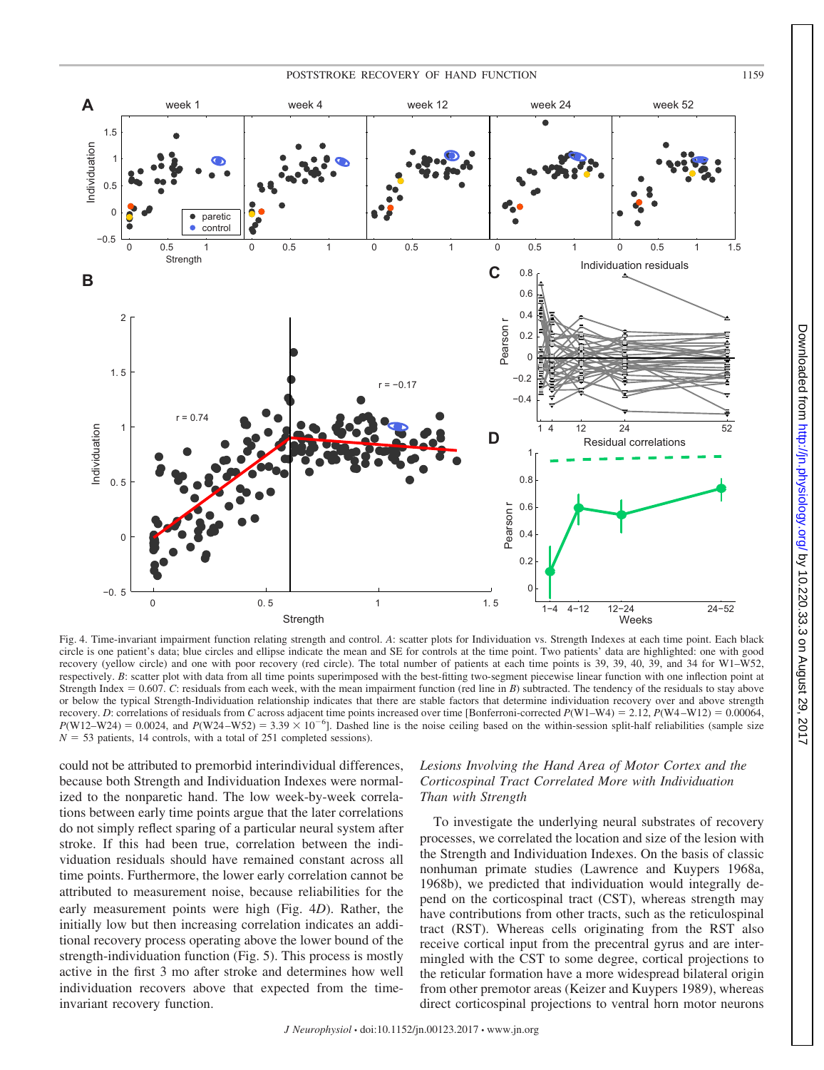Fig. 4. Time-invariant impairment function relating strength and control. *A*: scatter plots for Individuation vs. Strength Indexes at each time point. Each black circle is one patient's data; blue circles and ellipse indicate the mean and SE for controls at the time point. Two patients' data are highlighted: one with good recovery (yellow circle) and one with poor recovery (red circle). The total number of patients at each time points is 39, 39, 40, 39, and 34 for W1–W52, respectively. *B*: scatter plot with data from all time points superimposed with the best-fitting two-segment piecewise linear function with one inflection point at Strength Index = 0.607. *C*: residuals from each week, with the mean impairment function (red line in *B*) subtracted. The tendency of the residuals to stay above or below the typical Strength-Individuation relationship indicates that there are stable factors that determine individuation recovery over and above strength recovery. *D*: correlations of residuals from *C* across adjacent time points increased over time [Bonferroni-corrected $P$(W1–W4) = 2.12, $P$(W4–W12) = 0.00064, $P$(W12–W24) = 0.0024, and $P$(W24–W52) = $3.39 \times 10^{-6}$]. Dashed line is the noise ceiling based on the within-session split-half reliabilities (sample size $N$ = 53 patients, 14 controls, with a total of 251 completed sessions).

could not be attributed to premorbid interindividual differences, because both Strength and Individuation Indexes were normalized to the nonparetic hand. The low week-by-week correlations between early time points argue that the later correlations do not simply reflect sparing of a particular neural system after stroke. If this had been true, correlation between the individuation residuals should have remained constant across all time points. Furthermore, the lower early correlation cannot be attributed to measurement noise, because reliabilities for the early measurement points were high (Fig. 4*D*). Rather, the initially low but then increasing correlation indicates an additional recovery process operating above the lower bound of the strength-individuation function (Fig. 5). This process is mostly active in the first 3 mo after stroke and determines how well individuation recovers above that expected from the time-invariant recovery function.

### *Lesions Involving the Hand Area of Motor Cortex and the Corticospinal Tract Correlated More with Individuation Than with Strength*

To investigate the underlying neural substrates of recovery processes, we correlated the location and size of the lesion with the Strength and Individuation Indexes. On the basis of classic nonhuman primate studies (Lawrence and Kuypers 1968a, 1968b), we predicted that individuation would integrally depend on the corticospinal tract (CST), whereas strength may have contributions from other tracts, such as the reticulospinal tract (RST). Whereas cells originating from the RST also receive cortical input from the precentral gyrus and are intermingled with the CST to some degree, cortical projections to the reticular formation have a more widespread bilateral origin from other premotor areas (Keizer and Kuypers 1989), whereas direct corticospinal projections to ventral horn motor neurons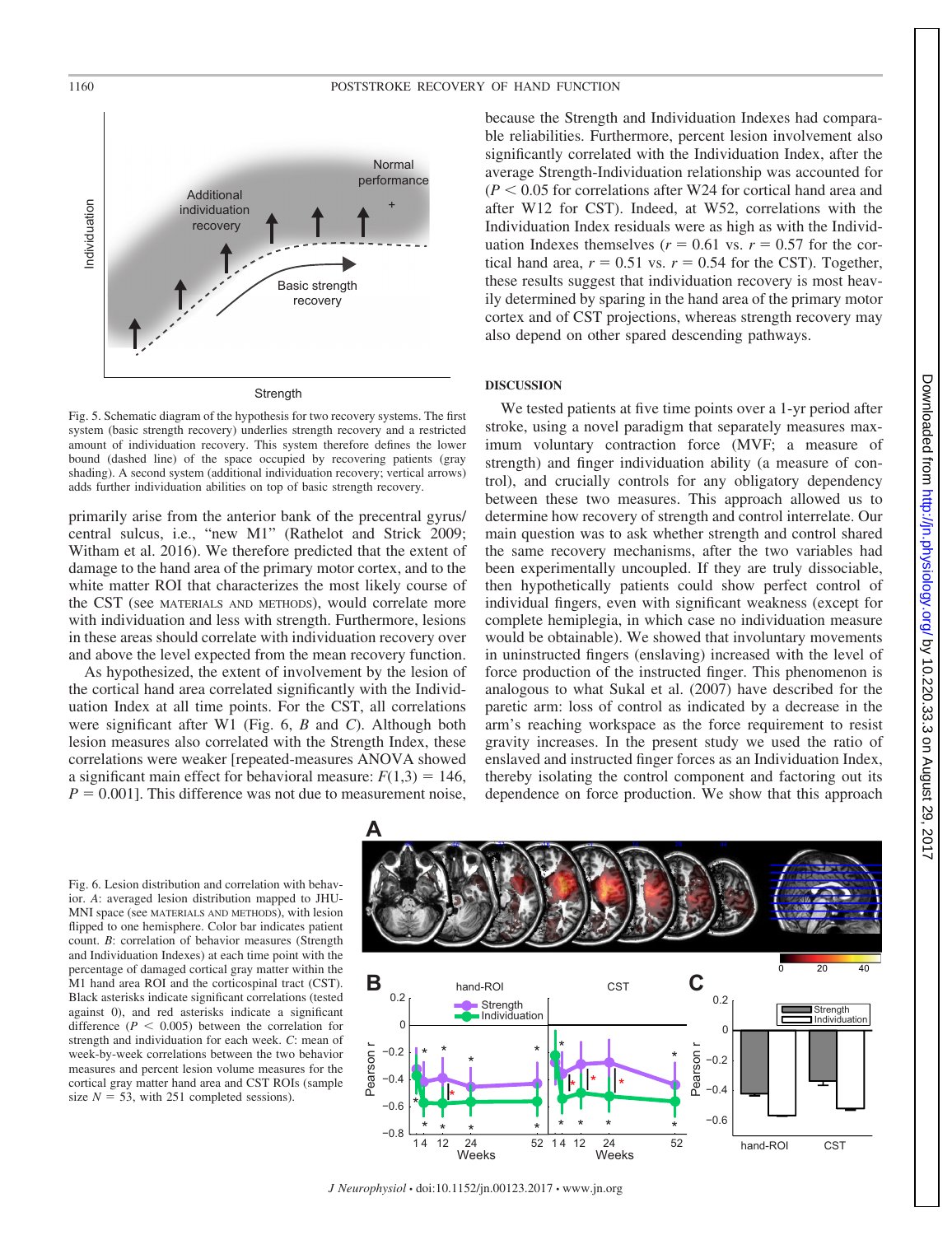Fig. 5. Schematic diagram of the hypothesis for two recovery systems. The first system (basic strength recovery) underlies strength recovery and a restricted amount of individuation recovery. This system therefore defines the lower bound (dashed line) of the space occupied by recovering patients (gray shading). A second system (additional individuation recovery; vertical arrows) adds further individuation abilities on top of basic strength recovery.

primarily arise from the anterior bank of the precentral gyrus/central sulcus, i.e., "new M1" (Rathelot and Strick 2009; Witham et al. 2016). We therefore predicted that the extent of damage to the hand area of the primary motor cortex, and to the white matter ROI that characterizes the most likely course of the CST (see MATERIALS AND METHODS), would correlate more with individuation and less with strength. Furthermore, lesions in these areas should correlate with individuation recovery over and above the level expected from the mean recovery function.

As hypothesized, the extent of involvement by the lesion of the cortical hand area correlated significantly with the Individuation Index at all time points. For the CST, all correlations were significant after W1 (Fig. 6, *B* and *C*). Although both lesion measures also correlated with the Strength Index, these correlations were weaker [repeated-measures ANOVA showed a significant main effect for behavioral measure: $F(1,3) = 146$, $P = 0.001$]. This difference was not due to measurement noise, because the Strength and Individuation Indexes had comparable reliabilities. Furthermore, percent lesion involvement also significantly correlated with the Individuation Index, after the average Strength-Individuation relationship was accounted for ($P < 0.05$ for correlations after W24 for cortical hand area and after W12 for CST). Indeed, at W52, correlations with the Individuation Index residuals were as high as with the Individuation Indexes themselves ($r = 0.61$ vs. $r = 0.57$ for the cortical hand area, $r = 0.51$ vs. $r = 0.54$ for the CST). Together, these results suggest that individuation recovery is most heavily determined by sparing in the hand area of the primary motor cortex and of CST projections, whereas strength recovery may also depend on other spared descending pathways.

## DISCUSSION

We tested patients at five time points over a 1-yr period after stroke, using a novel paradigm that separately measures maximum voluntary contraction force (MVF; a measure of strength) and finger individuation ability (a measure of control), and crucially controls for any obligatory dependency between these two measures. This approach allowed us to determine how recovery of strength and control interrelate. Our main question was to ask whether strength and control shared the same recovery mechanisms, after the two variables had been experimentally uncoupled. If they are truly dissociable, then hypothetically patients could show perfect control of individual fingers, even with significant weakness (except for complete hemiplegia, in which case no individuation measure would be obtainable). We showed that involuntary movements in uninstructed fingers (enslaving) increased with the level of force production of the instructed finger. This phenomenon is analogous to what Sukal et al. (2007) have described for the paretic arm: loss of control as indicated by a decrease in the arm's reaching workspace as the force requirement to resist gravity increases. In the present study we used the ratio of enslaved and instructed finger forces as an Individuation Index, thereby isolating the control component and factoring out its dependence on force production. We show that this approach

Fig. 6. Lesion distribution and correlation with behavior. *A*: averaged lesion distribution mapped to JHU-MNI space (see MATERIALS AND METHODS), with lesion flipped to one hemisphere. Color bar indicates patient count. *B*: correlation of behavior measures (Strength and Individuation Indexes) at each time point with the percentage of damaged cortical gray matter within the M1 hand area ROI and the corticospinal tract (CST). Black asterisks indicate significant correlations (tested against 0), and red asterisks indicate a significant difference ($P < 0.005$) between the correlation for strength and individuation for each week. *C*: mean of week-by-week correlations between the two behavior measures and percent lesion volume measures for the cortical gray matter hand area and CST ROIs (sample size $N = 53$, with 251 completed sessions).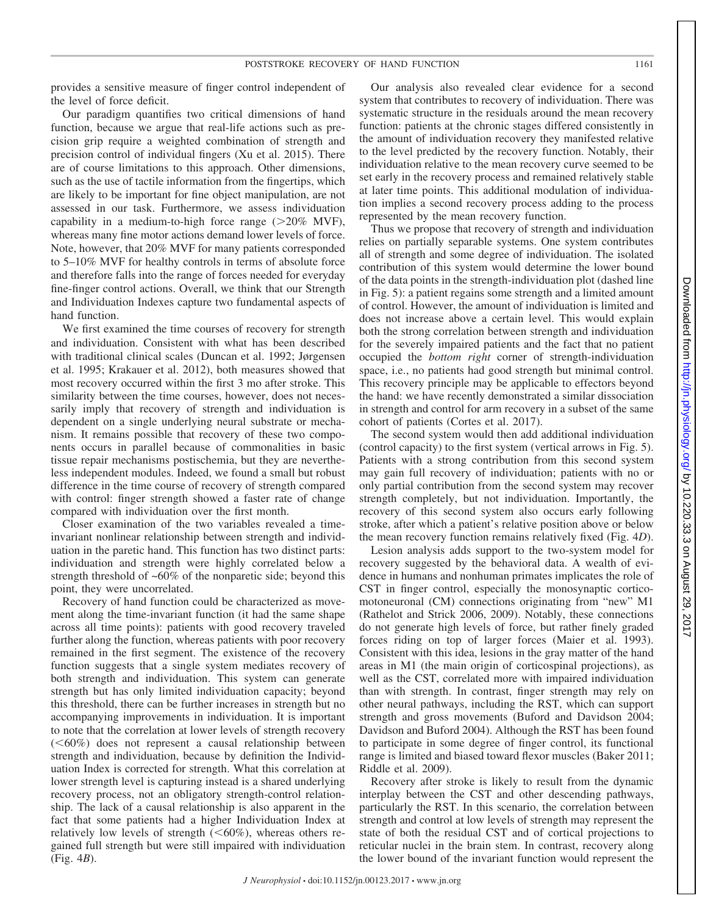provides a sensitive measure of finger control independent of the level of force deficit.

Our paradigm quantifies two critical dimensions of hand function, because we argue that real-life actions such as precision grip require a weighted combination of strength and precision control of individual fingers (Xu et al. 2015). There are of course limitations to this approach. Other dimensions, such as the use of tactile information from the fingertips, which are likely to be important for fine object manipulation, are not assessed in our task. Furthermore, we assess individuation capability in a medium-to-high force range (>20% MVF), whereas many fine motor actions demand lower levels of force. Note, however, that 20% MVF for many patients corresponded to 5–10% MVF for healthy controls in terms of absolute force and therefore falls into the range of forces needed for everyday fine-finger control actions. Overall, we think that our Strength and Individuation Indexes capture two fundamental aspects of hand function.

We first examined the time courses of recovery for strength and individuation. Consistent with what has been described with traditional clinical scales (Duncan et al. 1992; Jørgensen et al. 1995; Krakauer et al. 2012), both measures showed that most recovery occurred within the first 3 mo after stroke. This similarity between the time courses, however, does not necessarily imply that recovery of strength and individuation is dependent on a single underlying neural substrate or mechanism. It remains possible that recovery of these two components occurs in parallel because of commonalities in basic tissue repair mechanisms postischemia, but they are nevertheless independent modules. Indeed, we found a small but robust difference in the time course of recovery of strength compared with control: finger strength showed a faster rate of change compared with individuation over the first month.

Closer examination of the two variables revealed a time-invariant nonlinear relationship between strength and individuation in the paretic hand. This function has two distinct parts: individuation and strength were highly correlated below a strength threshold of ~60% of the nonparetic side; beyond this point, they were uncorrelated.

Recovery of hand function could be characterized as movement along the time-invariant function (it had the same shape across all time points): patients with good recovery traveled further along the function, whereas patients with poor recovery remained in the first segment. The existence of the recovery function suggests that a single system mediates recovery of both strength and individuation. This system can generate strength but has only limited individuation capacity; beyond this threshold, there can be further increases in strength but no accompanying improvements in individuation. It is important to note that the correlation at lower levels of strength recovery (<60%) does not represent a causal relationship between strength and individuation, because by definition the Individuation Index is corrected for strength. What this correlation at lower strength level is capturing instead is a shared underlying recovery process, not an obligatory strength-control relationship. The lack of a causal relationship is also apparent in the fact that some patients had a higher Individuation Index at relatively low levels of strength (<60%), whereas others regained full strength but were still impaired with individuation (Fig. 4*B*).

Our analysis also revealed clear evidence for a second system that contributes to recovery of individuation. There was systematic structure in the residuals around the mean recovery function: patients at the chronic stages differed consistently in the amount of individuation recovery they manifested relative to the level predicted by the recovery function. Notably, their individuation relative to the mean recovery curve seemed to be set early in the recovery process and remained relatively stable at later time points. This additional modulation of individuation implies a second recovery process adding to the process represented by the mean recovery function.

Thus we propose that recovery of strength and individuation relies on partially separable systems. One system contributes all of strength and some degree of individuation. The isolated contribution of this system would determine the lower bound of the data points in the strength-individuation plot (dashed line in Fig. 5): a patient regains some strength and a limited amount of control. However, the amount of individuation is limited and does not increase above a certain level. This would explain both the strong correlation between strength and individuation for the severely impaired patients and the fact that no patient occupied the *bottom right* corner of strength-individuation space, i.e., no patients had good strength but minimal control. This recovery principle may be applicable to effectors beyond the hand: we have recently demonstrated a similar dissociation in strength and control for arm recovery in a subset of the same cohort of patients (Cortes et al. 2017).

The second system would then add additional individuation (control capacity) to the first system (vertical arrows in Fig. 5). Patients with a strong contribution from this second system may gain full recovery of individuation; patients with no or only partial contribution from the second system may recover strength completely, but not individuation. Importantly, the recovery of this second system also occurs early following stroke, after which a patient's relative position above or below the mean recovery function remains relatively fixed (Fig. 4*D*).

Lesion analysis adds support to the two-system model for recovery suggested by the behavioral data. A wealth of evidence in humans and nonhuman primates implicates the role of CST in finger control, especially the monosynaptic corticomotoneuronal (CM) connections originating from "new" M1 (Rathelot and Strick 2006, 2009). Notably, these connections do not generate high levels of force, but rather finely graded forces riding on top of larger forces (Maier et al. 1993). Consistent with this idea, lesions in the gray matter of the hand areas in M1 (the main origin of corticospinal projections), as well as the CST, correlated more with impaired individuation than with strength. In contrast, finger strength may rely on other neural pathways, including the RST, which can support strength and gross movements (Buford and Davidson 2004; Davidson and Buford 2004). Although the RST has been found to participate in some degree of finger control, its functional range is limited and biased toward flexor muscles (Baker 2011; Riddle et al. 2009).

Recovery after stroke is likely to result from the dynamic interplay between the CST and other descending pathways, particularly the RST. In this scenario, the correlation between strength and control at low levels of strength may represent the state of both the residual CST and of cortical projections to reticular nuclei in the brain stem. In contrast, recovery along the lower bound of the invariant function would represent the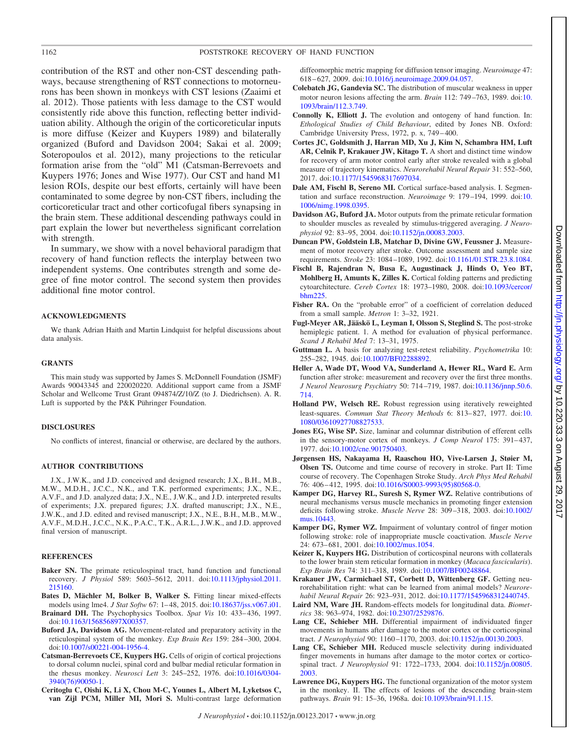contribution of the RST and other non-CST descending pathways, because strengthening of RST connections to motorneurons has been shown in monkeys with CST lesions (Zaaimi et al. 2012). Those patients with less damage to the CST would consistently ride above this function, reflecting better individuation ability. Although the origin of the corticoreticular inputs is more diffuse (Keizer and Kuypers 1989) and bilaterally organized (Buford and Davidson 2004; Sakai et al. 2009; Soteropoulos et al. 2012), many projections to the reticular formation arise from the "old" M1 (Catsman-Berrevoets and Kuypers 1976; Jones and Wise 1977). Our CST and hand M1 lesion ROIs, despite our best efforts, certainly will have been contaminated to some degree by non-CST fibers, including the corticoreticular tract and other corticofugal fibers synapsing in the brain stem. These additional descending pathways could in part explain the lower but nevertheless significant correlation with strength.

In summary, we show with a novel behavioral paradigm that recovery of hand function reflects the interplay between two independent systems. One contributes strength and some degree of fine motor control. The second system then provides additional fine motor control.

## ACKNOWLEDGMENTS

We thank Adrian Haith and Martin Lindquist for helpful discussions about data analysis.

## GRANTS

This main study was supported by James S. McDonnell Foundation (JSMF) Awards 90043345 and 220020220. Additional support came from a JSMF Scholar and Wellcome Trust Grant 094874/Z/10/Z (to J. Diedrichsen). A. R. Luft is supported by the P&K Pühringer Foundation.

## DISCLOSURES

No conflicts of interest, financial or otherwise, are declared by the authors.

## AUTHOR CONTRIBUTIONS

J.X., J.W.K., and J.D. conceived and designed research; J.X., B.H., M.B., M.W., M.D.H., J.C.C., N.K., and T.K. performed experiments; J.X., N.E., A.V.F., and J.D. analyzed data; J.X., N.E., J.W.K., and J.D. interpreted results of experiments; J.X. prepared figures; J.X. drafted manuscript; J.X., N.E., J.W.K., and J.D. edited and revised manuscript; J.X., N.E., B.H., M.B., M.W., A.V.F., M.D.H., J.C.C., N.K., P.A.C., T.K., A.R.L., J.W.K., and J.D. approved final version of manuscript.

## REFERENCES

**Baker SN.** The primate reticulospinal tract, hand function and functional recovery. *J Physiol* 589: 5603–5612, 2011. doi:10.1113/jphysiol.2011.215160.

**Bates D, Mächler M, Bolker B, Walker S.** Fitting linear mixed-effects models using lme4. *J Stat Softw* 67: 1–48, 2015. doi:10.18637/jss.v067.i01.

**Brainard DH.** The Psychophysics Toolbox. *Spat Vis* 10: 433–436, 1997. doi:10.1163/156856897X00357.

**Buford JA, Davidson AG.** Movement-related and preparatory activity in the reticulospinal system of the monkey. *Exp Brain Res* 159: 284–300, 2004. doi:10.1007/s00221-004-1956-4.

**Catsman-Berrevoets CE, Kuypers HG.** Cells of origin of cortical projections to dorsal column nuclei, spinal cord and bulbar medial reticular formation in the rhesus monkey. *Neurosci Lett* 3: 245–252, 1976. doi:10.1016/0304-3940(76)90050-1.

**Ceritoglu C, Oishi K, Li X, Chou M-C, Younes L, Albert M, Lyketsos C, van Zijl PCM, Miller MI, Mori S.** Multi-contrast large deformation diffeomorphic metric mapping for diffusion tensor imaging. *Neuroimage* 47: 618–627, 2009. doi:10.1016/j.neuroimage.2009.04.057.

**Colebatch JG, Gandevia SC.** The distribution of muscular weakness in upper motor neuron lesions affecting the arm. *Brain* 112: 749–763, 1989. doi:10.1093/brain/112.3.749.

**Connolly K, Elliott J.** The evolution and ontogeny of hand function. In: *Ethological Studies of Child Behaviour*, edited by Jones NB. Oxford: Cambridge University Press, 1972, p. x, 749–400.

**Cortes JC, Goldsmith J, Harran MD, Xu J, Kim N, Schambra HM, Luft AR, Celnik P, Krakauer JW, Kitago T.** A short and distinct time window for recovery of arm motor control early after stroke revealed with a global measure of trajectory kinematics. *Neurorehabil Neural Repair* 31: 552–560, 2017. doi:10.1177/1545968317697034.

**Dale AM, Fischl B, Sereno MI.** Cortical surface-based analysis. I. Segmentation and surface reconstruction. *Neuroimage* 9: 179–194, 1999. doi:10.1006/nimg.1998.0395.

**Davidson AG, Buford JA.** Motor outputs from the primate reticular formation to shoulder muscles as revealed by stimulus-triggered averaging. *J Neurophysiol* 92: 83–95, 2004. doi:10.1152/jn.00083.2003.

**Duncan PW, Goldstein LB, Matchar D, Divine GW, Feussner J.** Measurement of motor recovery after stroke. Outcome assessment and sample size requirements. *Stroke* 23: 1084–1089, 1992. doi:10.1161/01.STR.23.8.1084.

**Fischl B, Rajendran N, Busa E, Augustinack J, Hinds O, Yeo BT, Mohlberg H, Amunts K, Zilles K.** Cortical folding patterns and predicting cytoarchitecture. *Cereb Cortex* 18: 1973–1980, 2008. doi:10.1093/cercor/bhm225.

**Fisher RA.** On the "probable error" of a coefficient of correlation deduced from a small sample. *Metron* 1: 3–32, 1921.

**Fugl-Meyer AR, Jääskö L, Leyman I, Olsson S, Steglind S.** The post-stroke hemiplegic patient. 1. A method for evaluation of physical performance. *Scand J Rehabil Med* 7: 13–31, 1975.

**Guttman L.** A basis for analyzing test-retest reliability. *Psychometrika* 10: 255–282, 1945. doi:10.1007/BF02288892.

**Heller A, Wade DT, Wood VA, Sunderland A, Hewer RL, Ward E.** Arm function after stroke: measurement and recovery over the first three months. *J Neurol Neurosurg Psychiatry* 50: 714–719, 1987. doi:10.1136/jnnp.50.6.714.

**Holland PW, Welsch RE.** Robust regression using iteratively reweighted least-squares. *Commun Stat Theory Methods* 6: 813–827, 1977. doi:10.1080/03610927708827533.

**Jones EG, Wise SP.** Size, laminar and columnar distribution of efferent cells in the sensory-motor cortex of monkeys. *J Comp Neurol* 175: 391–437, 1977. doi:10.1002/cne.901750403.

**Jørgensen HS, Nakayama H, Raaschou HO, Vive-Larsen J, Støier M, Olsen TS.** Outcome and time course of recovery in stroke. Part II: Time course of recovery. The Copenhagen Stroke Study. *Arch Phys Med Rehabil* 76: 406–412, 1995. doi:10.1016/S0003-9993(95)80568-0.

**Kamper DG, Harvey RL, Suresh S, Rymer WZ.** Relative contributions of neural mechanisms versus muscle mechanics in promoting finger extension deficits following stroke. *Muscle Nerve* 28: 309–318, 2003. doi:10.1002/mus.10443.

**Kamper DG, Rymer WZ.** Impairment of voluntary control of finger motion following stroke: role of inappropriate muscle coactivation. *Muscle Nerve* 24: 673–681, 2001. doi:10.1002/mus.1054.

**Keizer K, Kuypers HG.** Distribution of corticospinal neurons with collaterals to the lower brain stem reticular formation in monkey (*Macaca fascicularis*). *Exp Brain Res* 74: 311–318, 1989. doi:10.1007/BF00248864.

**Krakauer JW, Carmichael ST, Corbett D, Wittenberg GF.** Getting neurorehabilitation right: what can be learned from animal models? *Neurorehabil Neural Repair* 26: 923–931, 2012. doi:10.1177/1545968312440745.

**Laird NM, Ware JH.** Random-effects models for longitudinal data. *Biometrics* 38: 963–974, 1982. doi:10.2307/2529876.

**Lang CE, Schieber MH.** Differential impairment of individuated finger movements in humans after damage to the motor cortex or the corticospinal tract. *J Neurophysiol* 90: 1160–1170, 2003. doi:10.1152/jn.00130.2003.

**Lang CE, Schieber MH.** Reduced muscle selectivity during individuated finger movements in humans after damage to the motor cortex or corticospinal tract. *J Neurophysiol* 91: 1722–1733, 2004. doi:10.1152/jn.00805.2003.

**Lawrence DG, Kuypers HG.** The functional organization of the motor system in the monkey. II. The effects of lesions of the descending brain-stem pathways. *Brain* 91: 15–36, 1968a. doi:10.1093/brain/91.1.15.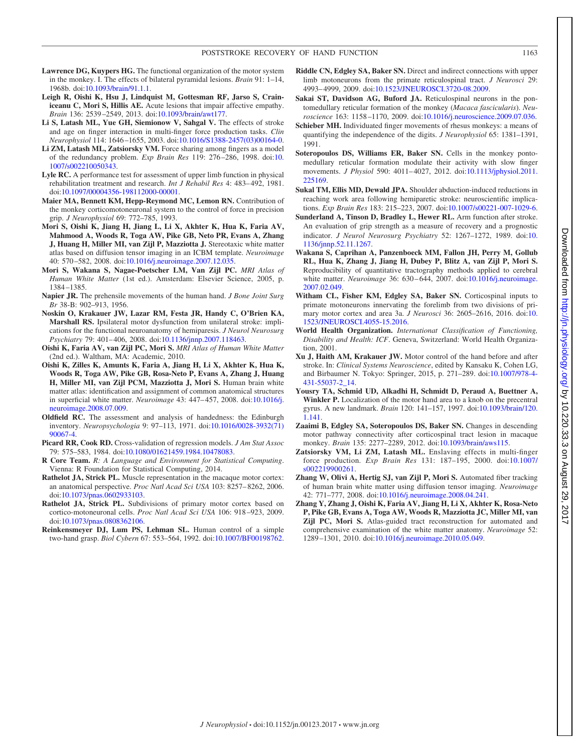**Lawrence DG, Kuypers HG.** The functional organization of the motor system in the monkey. I. The effects of bilateral pyramidal lesions. *Brain* 91: 1–14, 1968b. doi:10.1093/brain/91.1.1.

**Leigh R, Oishi K, Hsu J, Lindquist M, Gottesman RF, Jarso S, Crainiceanu C, Mori S, Hillis AE.** Acute lesions that impair affective empathy. *Brain* 136: 2539–2549, 2013. doi:10.1093/brain/awt177.

**Li S, Latash ML, Yue GH, Siemionow V, Sahgal V.** The effects of stroke and age on finger interaction in multi-finger force production tasks. *Clin Neurophysiol* 114: 1646–1655, 2003. doi:10.1016/S1388-2457(03)00164-0.

**Li ZM, Latash ML, Zatsiorsky VM.** Force sharing among fingers as a model of the redundancy problem. *Exp Brain Res* 119: 276–286, 1998. doi:10.1007/s002210050343.

**Lyle RC.** A performance test for assessment of upper limb function in physical rehabilitation treatment and research. *Int J Rehabil Res* 4: 483–492, 1981. doi:10.1097/00004356-198112000-00001.

**Maier MA, Bennett KM, Hepp-Reymond MC, Lemon RN.** Contribution of the monkey corticomotoneuronal system to the control of force in precision grip. *J Neurophysiol* 69: 772–785, 1993.

**Mori S, Oishi K, Jiang H, Jiang L, Li X, Akhter K, Hua K, Faria AV, Mahmood A, Woods R, Toga AW, Pike GB, Neto PR, Evans A, Zhang J, Huang H, Miller MI, van Zijl P, Mazziotta J.** Stereotaxic white matter atlas based on diffusion tensor imaging in an ICBM template. *Neuroimage* 40: 570–582, 2008. doi:10.1016/j.neuroimage.2007.12.035.

**Mori S, Wakana S, Nagae-Poetscher LM, Van Zijl PC.** *MRI Atlas of Human White Matter* (1st ed.). Amsterdam: Elsevier Science, 2005, p. 1384–1385.

**Napier JR.** The prehensile movements of the human hand. *J Bone Joint Surg Br* 38-B: 902–913, 1956.

**Noskin O, Krakauer JW, Lazar RM, Festa JR, Handy C, O'Brien KA, Marshall RS.** Ipsilateral motor dysfunction from unilateral stroke: implications for the functional neuroanatomy of hemiparesis. *J Neurol Neurosurg Psychiatry* 79: 401–406, 2008. doi:10.1136/jnnp.2007.118463.

**Oishi K, Faria AV, van Zijl PC, Mori S.** *MRI Atlas of Human White Matter* (2nd ed.). Waltham, MA: Academic, 2010.

**Oishi K, Zilles K, Amunts K, Faria A, Jiang H, Li X, Akhter K, Hua K, Woods R, Toga AW, Pike GB, Rosa-Neto P, Evans A, Zhang J, Huang H, Miller MI, van Zijl PCM, Mazziotta J, Mori S.** Human brain white matter atlas: identification and assignment of common anatomical structures in superficial white matter. *Neuroimage* 43: 447–457, 2008. doi:10.1016/j.neuroimage.2008.07.009.

**Oldfield RC.** The assessment and analysis of handedness: the Edinburgh inventory. *Neuropsychologia* 9: 97–113, 1971. doi:10.1016/0028-3932(71)90067-4.

**Picard RR, Cook RD.** Cross-validation of regression models. *J Am Stat Assoc* 79: 575–583, 1984. doi:10.1080/01621459.1984.10478083.

**R Core Team.** *R: A Language and Environment for Statistical Computing*. Vienna: R Foundation for Statistical Computing, 2014.

**Rathelot JA, Strick PL.** Muscle representation in the macaque motor cortex: an anatomical perspective. *Proc Natl Acad Sci USA* 103: 8257–8262, 2006. doi:10.1073/pnas.0602933103.

**Rathelot JA, Strick PL.** Subdivisions of primary motor cortex based on cortico-motoneuronal cells. *Proc Natl Acad Sci USA* 106: 918–923, 2009. doi:10.1073/pnas.0808362106.

**Reinkensmeyer DJ, Lum PS, Lehman SL.** Human control of a simple two-hand grasp. *Biol Cybern* 67: 553–564, 1992. doi:10.1007/BF00198762.

**Riddle CN, Edgley SA, Baker SN.** Direct and indirect connections with upper limb motoneurons from the primate reticulospinal tract. *J Neurosci* 29: 4993–4999, 2009. doi:10.1523/JNEUROSCI.3720-08.2009.

**Sakai ST, Davidson AG, Buford JA.** Reticulospinal neurons in the pontomedullary reticular formation of the monkey (*Macaca fascicularis*). *Neuroscience* 163: 1158–1170, 2009. doi:10.1016/j.neuroscience.2009.07.036.

**Schieber MH.** Individuated finger movements of rhesus monkeys: a means of quantifying the independence of the digits. *J Neurophysiol* 65: 1381–1391, 1991.

**Soteropoulos DS, Williams ER, Baker SN.** Cells in the monkey pontomedullary reticular formation modulate their activity with slow finger movements. *J Physiol* 590: 4011–4027, 2012. doi:10.1113/jphysiol.2011.225169.

**Sukal TM, Ellis MD, Dewald JPA.** Shoulder abduction-induced reductions in reaching work area following hemiparetic stroke: neuroscientific implications. *Exp Brain Res* 183: 215–223, 2007. doi:10.1007/s00221-007-1029-6.

**Sunderland A, Tinson D, Bradley L, Hewer RL.** Arm function after stroke. An evaluation of grip strength as a measure of recovery and a prognostic indicator. *J Neurol Neurosurg Psychiatry* 52: 1267–1272, 1989. doi:10.1136/jnnp.52.11.1267.

**Wakana S, Caprihan A, Panzenboeck MM, Fallon JH, Perry M, Gollub RL, Hua K, Zhang J, Jiang H, Dubey P, Blitz A, van Zijl P, Mori S.** Reproducibility of quantitative tractography methods applied to cerebral white matter. *Neuroimage* 36: 630–644, 2007. doi:10.1016/j.neuroimage.2007.02.049.

**Witham CL, Fisher KM, Edgley SA, Baker SN.** Corticospinal inputs to primate motoneurons innervating the forelimb from two divisions of primary motor cortex and area 3a. *J Neurosci* 36: 2605–2616, 2016. doi:10.1523/JNEUROSCI.4055-15.2016.

**World Health Organization.** *Internationat Classification of Functioning, Disability and Health: ICF*. Geneva, Switzerland: World Health Organization, 2001.

**Xu J, Haith AM, Krakauer JW.** Motor control of the hand before and after stroke. In: *Clinical Systems Neuroscience*, edited by Kansaku K, Cohen LG, and Birbaumer N. Tokyo: Springer, 2015, p. 271–289. doi:10.1007/978-4-431-55037-2_14.

**Yousry TA, Schmid UD, Alkadhi H, Schmidt D, Peraud A, Buettner A, Winkler P.** Localization of the motor hand area to a knob on the precentral gyrus. A new landmark. *Brain* 120: 141–157, 1997. doi:10.1093/brain/120.1.141.

**Zaaimi B, Edgley SA, Soteropoulos DS, Baker SN.** Changes in descending motor pathway connectivity after corticospinal tract lesion in macaque monkey. *Brain* 135: 2277–2289, 2012. doi:10.1093/brain/aws115.

**Zatsiorsky VM, Li ZM, Latash ML.** Enslaving effects in multi-finger force production. *Exp Brain Res* 131: 187–195, 2000. doi:10.1007/s002219900261.

**Zhang W, Olivi A, Hertig SJ, van Zijl P, Mori S.** Automated fiber tracking of human brain white matter using diffusion tensor imaging. *Neuroimage* 42: 771–777, 2008. doi:10.1016/j.neuroimage.2008.04.241.

**Zhang Y, Zhang J, Oishi K, Faria AV, Jiang H, Li X, Akhter K, Rosa-Neto P, Pike GB, Evans A, Toga AW, Woods R, Mazziotta JC, Miller MI, van Zijl PC, Mori S.** Atlas-guided tract reconstruction for automated and comprehensive examination of the white matter anatomy. *Neuroimage* 52: 1289–1301, 2010. doi:10.1016/j.neuroimage.2010.05.049.